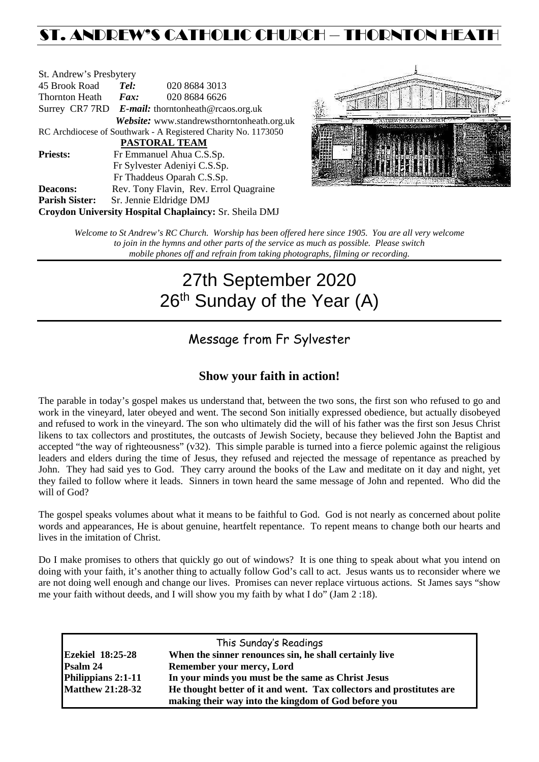# ST. ANDREW'S CATHOLIC CHURCH – THORNTON HEATH

St. Andrew's Presbytery
45 Brook Road **Tel:** 020 8684 3013
Thornton Heath **Fax:** 020 8684 6626
Surrey CR7 7RD ***E-mail:*** thorntonheath@rcaos.org.uk
***Website:*** www.standrewsthorntonheath.org.uk
RC Archdiocese of Southwark - A Registered Charity No. 1173050

**PASTORAL TEAM**

**Priests:** Fr Emmanuel Ahua C.S.Sp.
Fr Sylvester Adeniyi C.S.Sp.
Fr Thaddeus Oparah C.S.Sp.
**Deacons:** Rev. Tony Flavin, Rev. Errol Quagraine
**Parish Sister:** Sr. Jennie Eldridge DMJ
**Croydon University Hospital Chaplaincy:** Sr. Sheila DMJ

*Welcome to St Andrew's RC Church. Worship has been offered here since 1905. You are all very welcome to join in the hymns and other parts of the service as much as possible. Please switch mobile phones off and refrain from taking photographs, filming or recording.*

# 27th September 2020
# 26th Sunday of the Year (A)

## Message from Fr Sylvester

### Show your faith in action!

The parable in today's gospel makes us understand that, between the two sons, the first son who refused to go and work in the vineyard, later obeyed and went. The second Son initially expressed obedience, but actually disobeyed and refused to work in the vineyard. The son who ultimately did the will of his father was the first son Jesus Christ likens to tax collectors and prostitutes, the outcasts of Jewish Society, because they believed John the Baptist and accepted "the way of righteousness" (v32). This simple parable is turned into a fierce polemic against the religious leaders and elders during the time of Jesus, they refused and rejected the message of repentance as preached by John. They had said yes to God. They carry around the books of the Law and meditate on it day and night, yet they failed to follow where it leads. Sinners in town heard the same message of John and repented. Who did the will of God?

The gospel speaks volumes about what it means to be faithful to God. God is not nearly as concerned about polite words and appearances, He is about genuine, heartfelt repentance. To repent means to change both our hearts and lives in the imitation of Christ.

Do I make promises to others that quickly go out of windows? It is one thing to speak about what you intend on doing with your faith, it's another thing to actually follow God's call to act. Jesus wants us to reconsider where we are not doing well enough and change our lives. Promises can never replace virtuous actions. St James says "show me your faith without deeds, and I will show you my faith by what I do" (Jam 2 :18).

| This Sunday's Readings | |
|---|---|
| **Ezekiel 18:25-28** | **When the sinner renounces sin, he shall certainly live** |
| **Psalm 24** | **Remember your mercy, Lord** |
| **Philippians 2:1-11** | **In your minds you must be the same as Christ Jesus** |
| **Matthew 21:28-32** | **He thought better of it and went. Tax collectors and prostitutes are making their way into the kingdom of God before you** |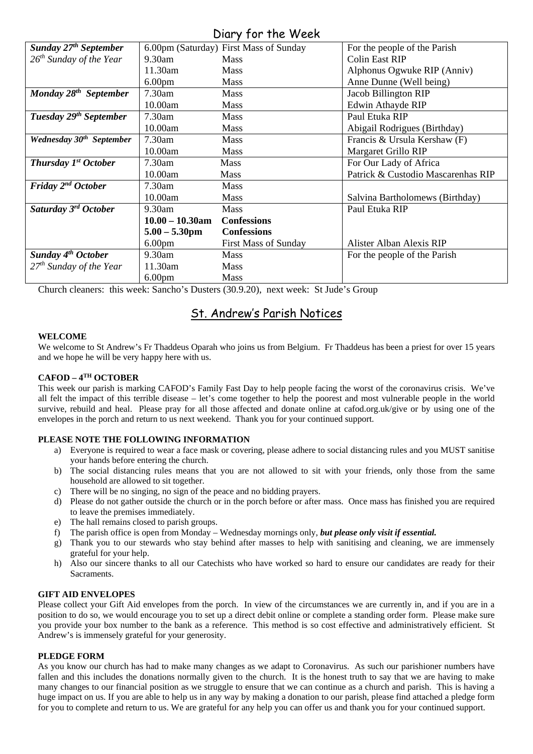## Diary for the Week

| | | | |
|---|---|---|---|
| ***Sunday 27th September*** | 6.00pm (Saturday) | First Mass of Sunday | For the people of the Parish |
| *26th Sunday of the Year* | 9.30am | Mass | Colin East RIP |
| | 11.30am | Mass | Alphonus Ogwuke RIP (Anniv) |
| | 6.00pm | Mass | Anne Dunne (Well being) |
| ***Monday 28th September*** | 7.30am | Mass | Jacob Billington RIP |
| | 10.00am | Mass | Edwin Athayde RIP |
| ***Tuesday 29th September*** | 7.30am | Mass | Paul Etuka RIP |
| | 10.00am | Mass | Abigail Rodrigues (Birthday) |
| ***Wednesday 30th September*** | 7.30am | Mass | Francis & Ursula Kershaw (F) |
| | 10.00am | Mass | Margaret Grillo RIP |
| ***Thursday 1st October*** | 7.30am | Mass | For Our Lady of Africa |
| | 10.00am | Mass | Patrick & Custodio Mascarenhas RIP |
| ***Friday 2nd October*** | 7.30am | Mass | |
| | 10.00am | Mass | Salvina Bartholomews (Birthday) |
| ***Saturday 3rd October*** | 9.30am | Mass | Paul Etuka RIP |
| | **10.00 – 10.30am** | **Confessions** | |
| | **5.00 – 5.30pm** | **Confessions** | |
| | 6.00pm | First Mass of Sunday | Alister Alban Alexis RIP |
| ***Sunday 4th October*** | 9.30am | Mass | For the people of the Parish |
| *27th Sunday of the Year* | 11.30am | Mass | |
| | 6.00pm | Mass | |

Church cleaners: this week: Sancho's Dusters (30.9.20), next week: St Jude's Group

## St. Andrew's Parish Notices

**WELCOME**

We welcome to St Andrew's Fr Thaddeus Oparah who joins us from Belgium. Fr Thaddeus has been a priest for over 15 years and we hope he will be very happy here with us.

**CAFOD – 4TH OCTOBER**

This week our parish is marking CAFOD's Family Fast Day to help people facing the worst of the coronavirus crisis. We've all felt the impact of this terrible disease – let's come together to help the poorest and most vulnerable people in the world survive, rebuild and heal. Please pray for all those affected and donate online at cafod.org.uk/give or by using one of the envelopes in the porch and return to us next weekend. Thank you for your continued support.

**PLEASE NOTE THE FOLLOWING INFORMATION**

a) Everyone is required to wear a face mask or covering, please adhere to social distancing rules and you MUST sanitise your hands before entering the church.
b) The social distancing rules means that you are not allowed to sit with your friends, only those from the same household are allowed to sit together.
c) There will be no singing, no sign of the peace and no bidding prayers.
d) Please do not gather outside the church or in the porch before or after mass. Once mass has finished you are required to leave the premises immediately.
e) The hall remains closed to parish groups.
f) The parish office is open from Monday – Wednesday mornings only, ***but please only visit if essential.***
g) Thank you to our stewards who stay behind after masses to help with sanitising and cleaning, we are immensely grateful for your help.
h) Also our sincere thanks to all our Catechists who have worked so hard to ensure our candidates are ready for their Sacraments.

**GIFT AID ENVELOPES**

Please collect your Gift Aid envelopes from the porch. In view of the circumstances we are currently in, and if you are in a position to do so, we would encourage you to set up a direct debit online or complete a standing order form. Please make sure you provide your box number to the bank as a reference. This method is so cost effective and administratively efficient. St Andrew's is immensely grateful for your generosity.

**PLEDGE FORM**

As you know our church has had to make many changes as we adapt to Coronavirus. As such our parishioner numbers have fallen and this includes the donations normally given to the church. It is the honest truth to say that we are having to make many changes to our financial position as we struggle to ensure that we can continue as a church and parish. This is having a huge impact on us. If you are able to help us in any way by making a donation to our parish, please find attached a pledge form for you to complete and return to us. We are grateful for any help you can offer us and thank you for your continued support.